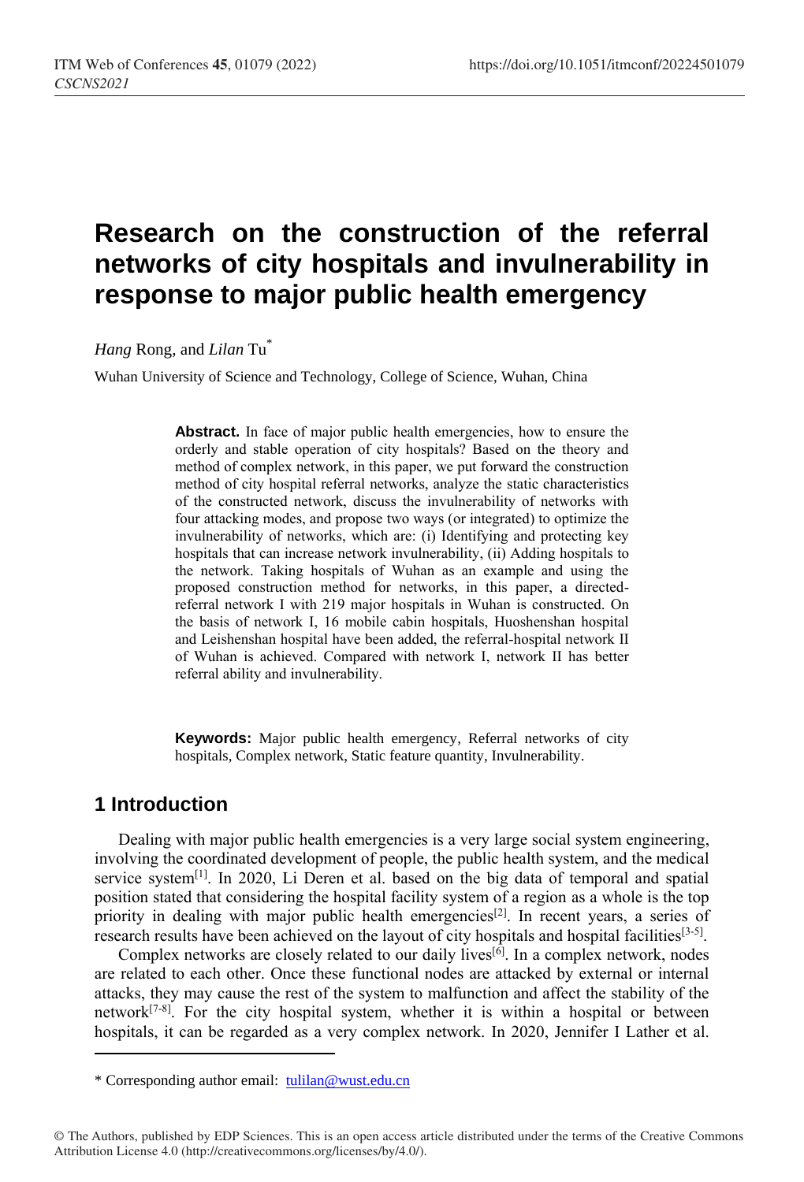# Research on the construction of the referral networks of city hospitals and invulnerability in response to major public health emergency

*Hang* Rong, and *Lilan* Tu*

Wuhan University of Science and Technology, College of Science, Wuhan, China

**Abstract.** In face of major public health emergencies, how to ensure the orderly and stable operation of city hospitals? Based on the theory and method of complex network, in this paper, we put forward the construction method of city hospital referral networks, analyze the static characteristics of the constructed network, discuss the invulnerability of networks with four attacking modes, and propose two ways (or integrated) to optimize the invulnerability of networks, which are: (i) Identifying and protecting key hospitals that can increase network invulnerability, (ii) Adding hospitals to the network. Taking hospitals of Wuhan as an example and using the proposed construction method for networks, in this paper, a directed-referral network I with 219 major hospitals in Wuhan is constructed. On the basis of network I, 16 mobile cabin hospitals, Huoshenshan hospital and Leishenshan hospital have been added, the referral-hospital network II of Wuhan is achieved. Compared with network I, network II has better referral ability and invulnerability.

**Keywords:** Major public health emergency, Referral networks of city hospitals, Complex network, Static feature quantity, Invulnerability.

## 1 Introduction

Dealing with major public health emergencies is a very large social system engineering, involving the coordinated development of people, the public health system, and the medical service system[1]. In 2020, Li Deren et al. based on the big data of temporal and spatial position stated that considering the hospital facility system of a region as a whole is the top priority in dealing with major public health emergencies[2]. In recent years, a series of research results have been achieved on the layout of city hospitals and hospital facilities[3-5].

Complex networks are closely related to our daily lives[6]. In a complex network, nodes are related to each other. Once these functional nodes are attacked by external or internal attacks, they may cause the rest of the system to malfunction and affect the stability of the network[7-8]. For the city hospital system, whether it is within a hospital or between hospitals, it can be regarded as a very complex network. In 2020, Jennifer I Lather et al.

---

* Corresponding author email: tulilan@wust.edu.cn

© The Authors, published by EDP Sciences. This is an open access article distributed under the terms of the Creative Commons Attribution License 4.0 (http://creativecommons.org/licenses/by/4.0/).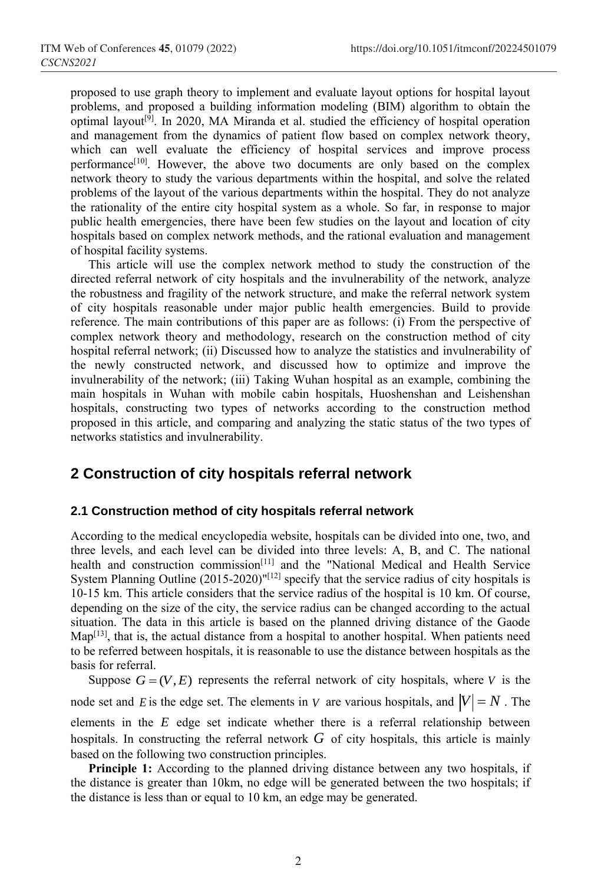proposed to use graph theory to implement and evaluate layout options for hospital layout problems, and proposed a building information modeling (BIM) algorithm to obtain the optimal layout[9]. In 2020, MA Miranda et al. studied the efficiency of hospital operation and management from the dynamics of patient flow based on complex network theory, which can well evaluate the efficiency of hospital services and improve process performance[10]. However, the above two documents are only based on the complex network theory to study the various departments within the hospital, and solve the related problems of the layout of the various departments within the hospital. They do not analyze the rationality of the entire city hospital system as a whole. So far, in response to major public health emergencies, there have been few studies on the layout and location of city hospitals based on complex network methods, and the rational evaluation and management of hospital facility systems.

This article will use the complex network method to study the construction of the directed referral network of city hospitals and the invulnerability of the network, analyze the robustness and fragility of the network structure, and make the referral network system of city hospitals reasonable under major public health emergencies. Build to provide reference. The main contributions of this paper are as follows: (i) From the perspective of complex network theory and methodology, research on the construction method of city hospital referral network; (ii) Discussed how to analyze the statistics and invulnerability of the newly constructed network, and discussed how to optimize and improve the invulnerability of the network; (iii) Taking Wuhan hospital as an example, combining the main hospitals in Wuhan with mobile cabin hospitals, Huoshenshan and Leishenshan hospitals, constructing two types of networks according to the construction method proposed in this article, and comparing and analyzing the static status of the two types of networks statistics and invulnerability.

## 2 Construction of city hospitals referral network

### 2.1 Construction method of city hospitals referral network

According to the medical encyclopedia website, hospitals can be divided into one, two, and three levels, and each level can be divided into three levels: A, B, and C. The national health and construction commission[11] and the "National Medical and Health Service System Planning Outline (2015-2020)"[12] specify that the service radius of city hospitals is 10-15 km. This article considers that the service radius of the hospital is 10 km. Of course, depending on the size of the city, the service radius can be changed according to the actual situation. The data in this article is based on the planned driving distance of the Gaode Map[13], that is, the actual distance from a hospital to another hospital. When patients need to be referred between hospitals, it is reasonable to use the distance between hospitals as the basis for referral.

Suppose $G = (V, E)$ represents the referral network of city hospitals, where $V$ is the node set and $E$ is the edge set. The elements in $V$ are various hospitals, and $|V| = N$ . The elements in the $E$ edge set indicate whether there is a referral relationship between hospitals. In constructing the referral network $G$ of city hospitals, this article is mainly based on the following two construction principles.

**Principle 1:** According to the planned driving distance between any two hospitals, if the distance is greater than 10km, no edge will be generated between the two hospitals; if the distance is less than or equal to 10 km, an edge may be generated.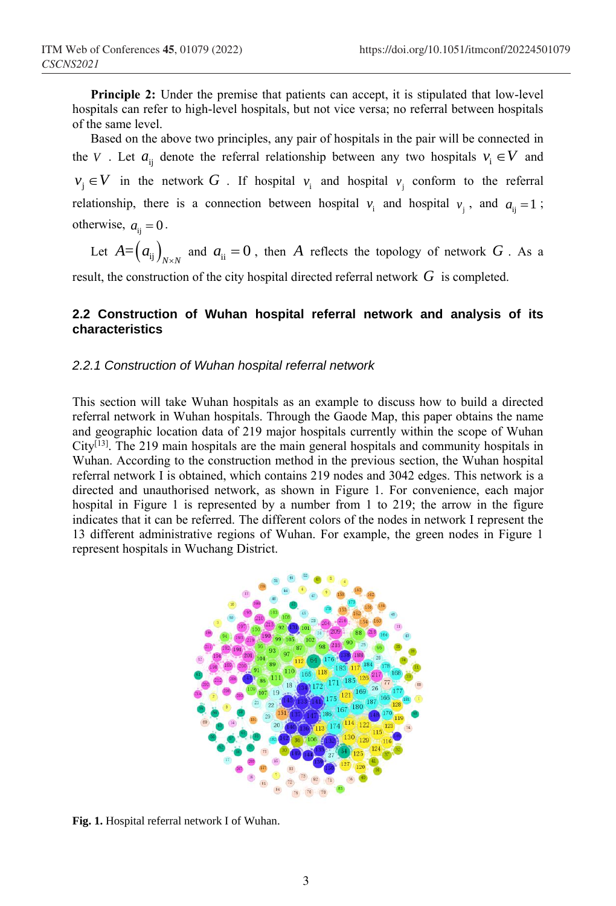**Principle 2:** Under the premise that patients can accept, it is stipulated that low-level hospitals can refer to high-level hospitals, but not vice versa; no referral between hospitals of the same level.

Based on the above two principles, any pair of hospitals in the pair will be connected in the $V$. Let $a_{ij}$ denote the referral relationship between any two hospitals $v_i \in V$ and $v_j \in V$ in the network $G$. If hospital $v_i$ and hospital $v_j$ conform to the referral relationship, there is a connection between hospital $v_i$ and hospital $v_j$, and $a_{ij} = 1$; otherwise, $a_{ij} = 0$.

Let $A = \left(a_{ij}\right)_{N \times N}$ and $a_{ii} = 0$, then $A$ reflects the topology of network $G$. As a result, the construction of the city hospital directed referral network $G$ is completed.

### 2.2 Construction of Wuhan hospital referral network and analysis of its characteristics

#### *2.2.1 Construction of Wuhan hospital referral network*

This section will take Wuhan hospitals as an example to discuss how to build a directed referral network in Wuhan hospitals. Through the Gaode Map, this paper obtains the name and geographic location data of 219 major hospitals currently within the scope of Wuhan City[13]. The 219 main hospitals are the main general hospitals and community hospitals in Wuhan. According to the construction method in the previous section, the Wuhan hospital referral network I is obtained, which contains 219 nodes and 3042 edges. This network is a directed and unauthorised network, as shown in Figure 1. For convenience, each major hospital in Figure 1 is represented by a number from 1 to 219; the arrow in the figure indicates that it can be referred. The different colors of the nodes in network I represent the 13 different administrative regions of Wuhan. For example, the green nodes in Figure 1 represent hospitals in Wuchang District.

**Fig. 1.** Hospital referral network I of Wuhan.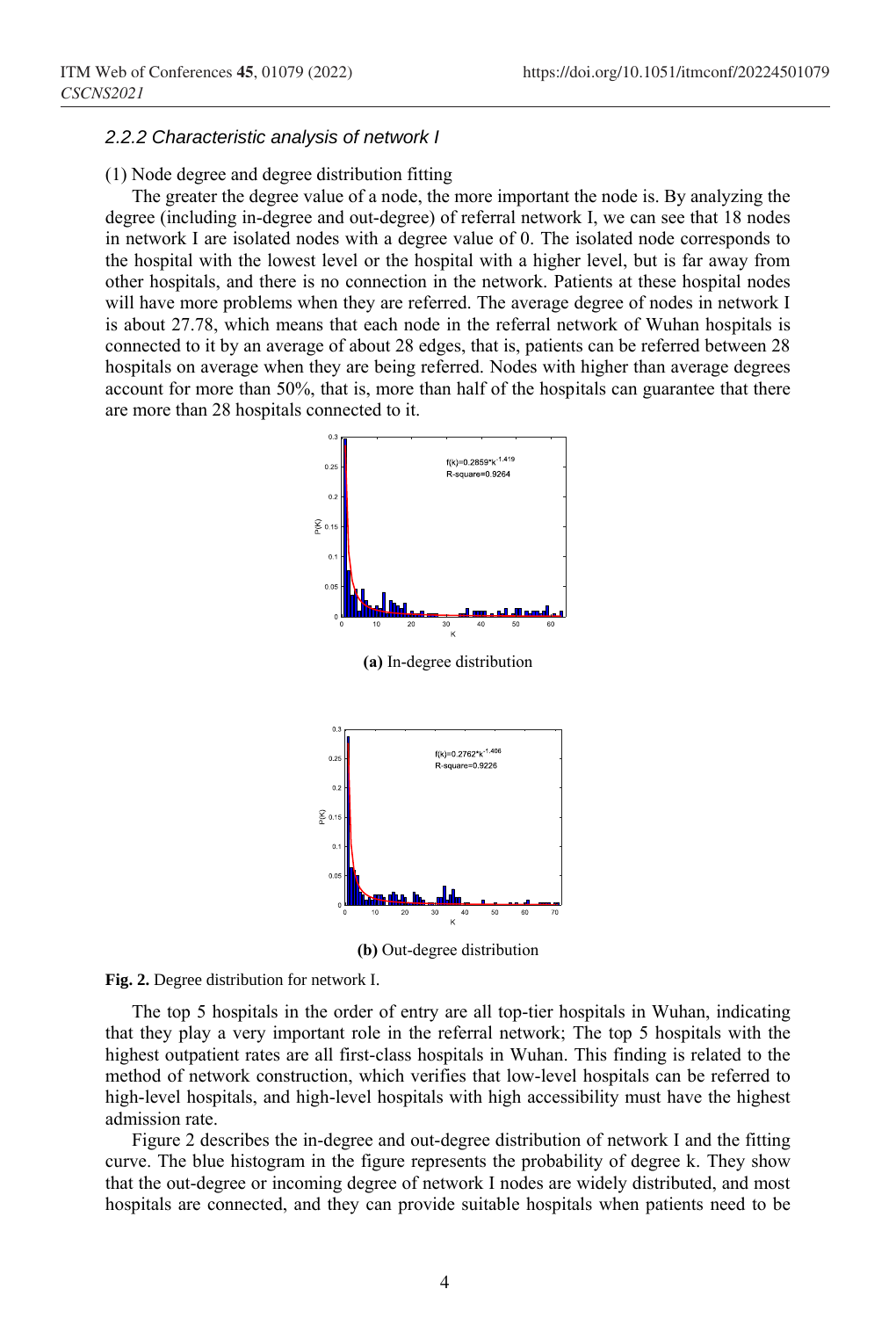### 2.2.2 Characteristic analysis of network I

(1) Node degree and degree distribution fitting

The greater the degree value of a node, the more important the node is. By analyzing the degree (including in-degree and out-degree) of referral network I, we can see that 18 nodes in network I are isolated nodes with a degree value of 0. The isolated node corresponds to the hospital with the lowest level or the hospital with a higher level, but is far away from other hospitals, and there is no connection in the network. Patients at these hospital nodes will have more problems when they are referred. The average degree of nodes in network I is about 27.78, which means that each node in the referral network of Wuhan hospitals is connected to it by an average of about 28 edges, that is, patients can be referred between 28 hospitals on average when they are being referred. Nodes with higher than average degrees account for more than 50%, that is, more than half of the hospitals can guarantee that there are more than 28 hospitals connected to it.

f(k)=0.2859*k^-1.419
R-square=0.9264
P(K)
K

**(a)** In-degree distribution

f(k)=0.2762*k^-1.406
R-square=0.9226
P(K)
K

**(b)** Out-degree distribution

**Fig. 2.** Degree distribution for network I.

The top 5 hospitals in the order of entry are all top-tier hospitals in Wuhan, indicating that they play a very important role in the referral network; The top 5 hospitals with the highest outpatient rates are all first-class hospitals in Wuhan. This finding is related to the method of network construction, which verifies that low-level hospitals can be referred to high-level hospitals, and high-level hospitals with high accessibility must have the highest admission rate.

Figure 2 describes the in-degree and out-degree distribution of network I and the fitting curve. The blue histogram in the figure represents the probability of degree k. They show that the out-degree or incoming degree of network I nodes are widely distributed, and most hospitals are connected, and they can provide suitable hospitals when patients need to be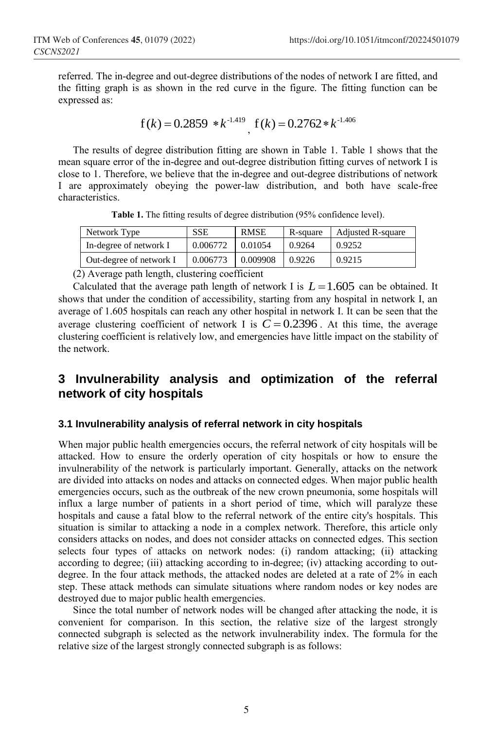referred. The in-degree and out-degree distributions of the nodes of network I are fitted, and the fitting graph is as shown in the red curve in the figure. The fitting function can be expressed as:

$$f(k) = 0.2859 * k^{-1.419}, \quad f(k) = 0.2762 * k^{-1.406}$$

The results of degree distribution fitting are shown in Table 1. Table 1 shows that the mean square error of the in-degree and out-degree distribution fitting curves of network I is close to 1. Therefore, we believe that the in-degree and out-degree distributions of network I are approximately obeying the power-law distribution, and both have scale-free characteristics.

**Table 1.** The fitting results of degree distribution (95% confidence level).

| Network Type | SSE | RMSE | R-square | Adjusted R-square |
|---|---|---|---|---|
| In-degree of network I | 0.006772 | 0.01054 | 0.9264 | 0.9252 |
| Out-degree of network I | 0.006773 | 0.009908 | 0.9226 | 0.9215 |

(2) Average path length, clustering coefficient

Calculated that the average path length of network I is $L = 1.605$ can be obtained. It shows that under the condition of accessibility, starting from any hospital in network I, an average of 1.605 hospitals can reach any other hospital in network I. It can be seen that the average clustering coefficient of network I is $C = 0.2396$. At this time, the average clustering coefficient is relatively low, and emergencies have little impact on the stability of the network.

## 3 Invulnerability analysis and optimization of the referral network of city hospitals

### 3.1 Invulnerability analysis of referral network in city hospitals

When major public health emergencies occurs, the referral network of city hospitals will be attacked. How to ensure the orderly operation of city hospitals or how to ensure the invulnerability of the network is particularly important. Generally, attacks on the network are divided into attacks on nodes and attacks on connected edges. When major public health emergencies occurs, such as the outbreak of the new crown pneumonia, some hospitals will influx a large number of patients in a short period of time, which will paralyze these hospitals and cause a fatal blow to the referral network of the entire city's hospitals. This situation is similar to attacking a node in a complex network. Therefore, this article only considers attacks on nodes, and does not consider attacks on connected edges. This section selects four types of attacks on network nodes: (i) random attacking; (ii) attacking according to degree; (iii) attacking according to in-degree; (iv) attacking according to out-degree. In the four attack methods, the attacked nodes are deleted at a rate of 2% in each step. These attack methods can simulate situations where random nodes or key nodes are destroyed due to major public health emergencies.

Since the total number of network nodes will be changed after attacking the node, it is convenient for comparison. In this section, the relative size of the largest strongly connected subgraph is selected as the network invulnerability index. The formula for the relative size of the largest strongly connected subgraph is as follows: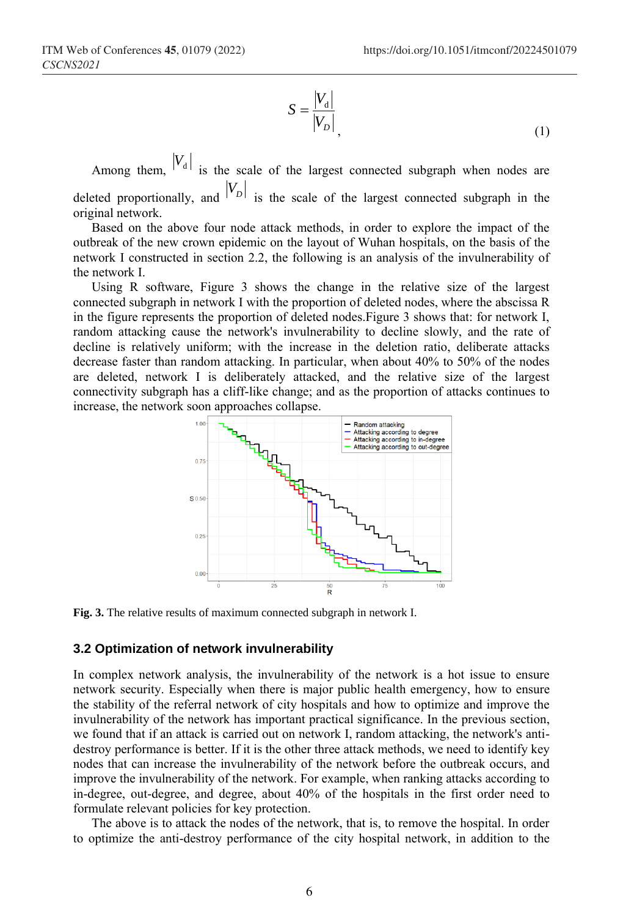$$S = \frac{|V_d|}{|V_D|}, \tag{1}$$

Among them, $|V_d|$ is the scale of the largest connected subgraph when nodes are deleted proportionally, and $|V_D|$ is the scale of the largest connected subgraph in the original network.

Based on the above four node attack methods, in order to explore the impact of the outbreak of the new crown epidemic on the layout of Wuhan hospitals, on the basis of the network I constructed in section 2.2, the following is an analysis of the invulnerability of the network I.

Using R software, Figure 3 shows the change in the relative size of the largest connected subgraph in network I with the proportion of deleted nodes, where the abscissa R in the figure represents the proportion of deleted nodes.Figure 3 shows that: for network I, random attacking cause the network's invulnerability to decline slowly, and the rate of decline is relatively uniform; with the increase in the deletion ratio, deliberate attacks decrease faster than random attacking. In particular, when about 40% to 50% of the nodes are deleted, network I is deliberately attacked, and the relative size of the largest connectivity subgraph has a cliff-like change; and as the proportion of attacks continues to increase, the network soon approaches collapse.

Random attacking
Attacking according to degree
Attacking according to in-degree
Attacking according to out-degree
1.00
0.75
S 0.50
0.25
0.00
0
25
50
75
100
R

**Fig. 3.** The relative results of maximum connected subgraph in network I.

### 3.2 Optimization of network invulnerability

In complex network analysis, the invulnerability of the network is a hot issue to ensure network security. Especially when there is major public health emergency, how to ensure the stability of the referral network of city hospitals and how to optimize and improve the invulnerability of the network has important practical significance. In the previous section, we found that if an attack is carried out on network I, random attacking, the network's anti-destroy performance is better. If it is the other three attack methods, we need to identify key nodes that can increase the invulnerability of the network before the outbreak occurs, and improve the invulnerability of the network. For example, when ranking attacks according to in-degree, out-degree, and degree, about 40% of the hospitals in the first order need to formulate relevant policies for key protection.

The above is to attack the nodes of the network, that is, to remove the hospital. In order to optimize the anti-destroy performance of the city hospital network, in addition to the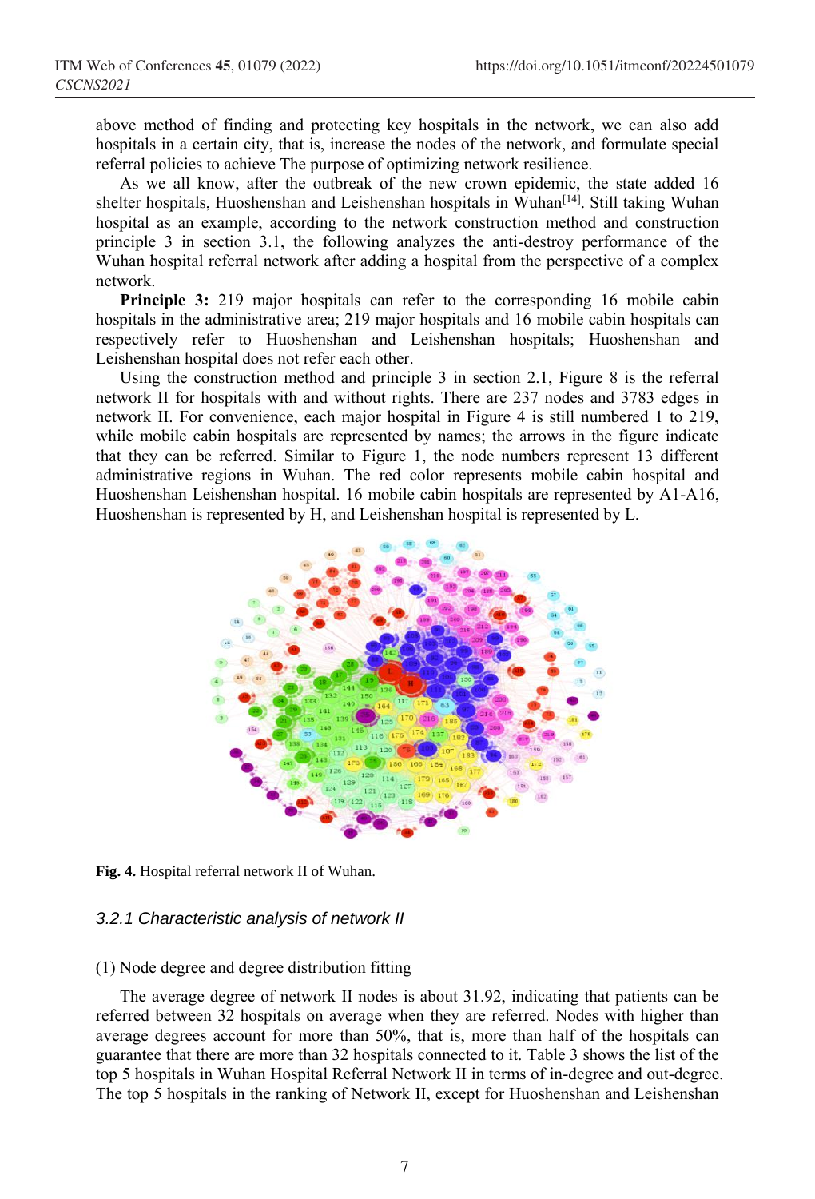above method of finding and protecting key hospitals in the network, we can also add hospitals in a certain city, that is, increase the nodes of the network, and formulate special referral policies to achieve The purpose of optimizing network resilience.

As we all know, after the outbreak of the new crown epidemic, the state added 16 shelter hospitals, Huoshenshan and Leishenshan hospitals in Wuhan[14]. Still taking Wuhan hospital as an example, according to the network construction method and construction principle 3 in section 3.1, the following analyzes the anti-destroy performance of the Wuhan hospital referral network after adding a hospital from the perspective of a complex network.

**Principle 3:** 219 major hospitals can refer to the corresponding 16 mobile cabin hospitals in the administrative area; 219 major hospitals and 16 mobile cabin hospitals can respectively refer to Huoshenshan and Leishenshan hospitals; Huoshenshan and Leishenshan hospital does not refer each other.

Using the construction method and principle 3 in section 2.1, Figure 8 is the referral network II for hospitals with and without rights. There are 237 nodes and 3783 edges in network II. For convenience, each major hospital in Figure 4 is still numbered 1 to 219, while mobile cabin hospitals are represented by names; the arrows in the figure indicate that they can be referred. Similar to Figure 1, the node numbers represent 13 different administrative regions in Wuhan. The red color represents mobile cabin hospital and Huoshenshan Leishenshan hospital. 16 mobile cabin hospitals are represented by A1-A16, Huoshenshan is represented by H, and Leishenshan hospital is represented by L.

**Fig. 4.** Hospital referral network II of Wuhan.

### *3.2.1 Characteristic analysis of network II*

(1) Node degree and degree distribution fitting

The average degree of network II nodes is about 31.92, indicating that patients can be referred between 32 hospitals on average when they are referred. Nodes with higher than average degrees account for more than 50%, that is, more than half of the hospitals can guarantee that there are more than 32 hospitals connected to it. Table 3 shows the list of the top 5 hospitals in Wuhan Hospital Referral Network II in terms of in-degree and out-degree. The top 5 hospitals in the ranking of Network II, except for Huoshenshan and Leishenshan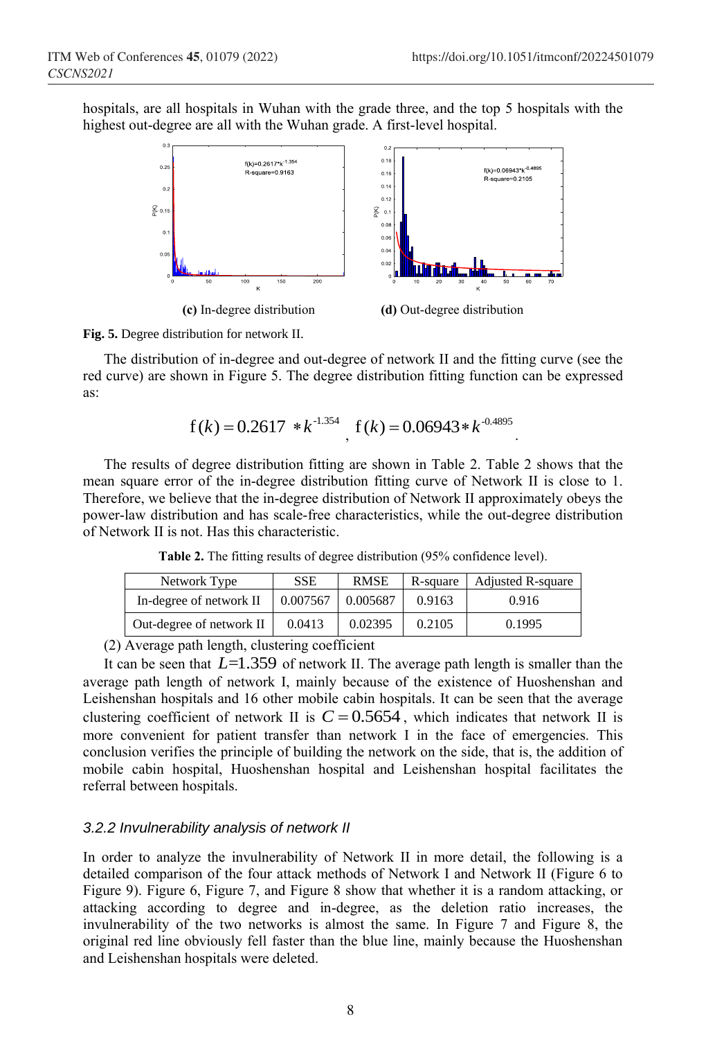hospitals, are all hospitals in Wuhan with the grade three, and the top 5 hospitals with the highest out-degree are all with the Wuhan grade. A first-level hospital.

f(k)=0.2617*k^-1.354
R-square=0.9163

f(k)=0.06943*k^-0.4895
R-square=0.2105

**(c)** In-degree distribution

**(d)** Out-degree distribution

**Fig. 5.** Degree distribution for network II.

The distribution of in-degree and out-degree of network II and the fitting curve (see the red curve) are shown in Figure 5. The degree distribution fitting function can be expressed as:

$$\mathrm{f}(k) = 0.2617 * k^{-1.354}, \quad \mathrm{f}(k) = 0.06943 * k^{-0.4895}.$$

The results of degree distribution fitting are shown in Table 2. Table 2 shows that the mean square error of the in-degree distribution fitting curve of Network II is close to 1. Therefore, we believe that the in-degree distribution of Network II approximately obeys the power-law distribution and has scale-free characteristics, while the out-degree distribution of Network II is not. Has this characteristic.

**Table 2.** The fitting results of degree distribution (95% confidence level).

| Network Type | SSE | RMSE | R-square | Adjusted R-square |
|---|---|---|---|---|
| In-degree of network II | 0.007567 | 0.005687 | 0.9163 | 0.916 |
| Out-degree of network II | 0.0413 | 0.02395 | 0.2105 | 0.1995 |

(2) Average path length, clustering coefficient

It can be seen that $L$=1.359 of network II. The average path length is smaller than the average path length of network I, mainly because of the existence of Huoshenshan and Leishenshan hospitals and 16 other mobile cabin hospitals. It can be seen that the average clustering coefficient of network II is $C = 0.5654$, which indicates that network II is more convenient for patient transfer than network I in the face of emergencies. This conclusion verifies the principle of building the network on the side, that is, the addition of mobile cabin hospital, Huoshenshan hospital and Leishenshan hospital facilitates the referral between hospitals.

### *3.2.2 Invulnerability analysis of network II*

In order to analyze the invulnerability of Network II in more detail, the following is a detailed comparison of the four attack methods of Network I and Network II (Figure 6 to Figure 9). Figure 6, Figure 7, and Figure 8 show that whether it is a random attacking, or attacking according to degree and in-degree, as the deletion ratio increases, the invulnerability of the two networks is almost the same. In Figure 7 and Figure 8, the original red line obviously fell faster than the blue line, mainly because the Huoshenshan and Leishenshan hospitals were deleted.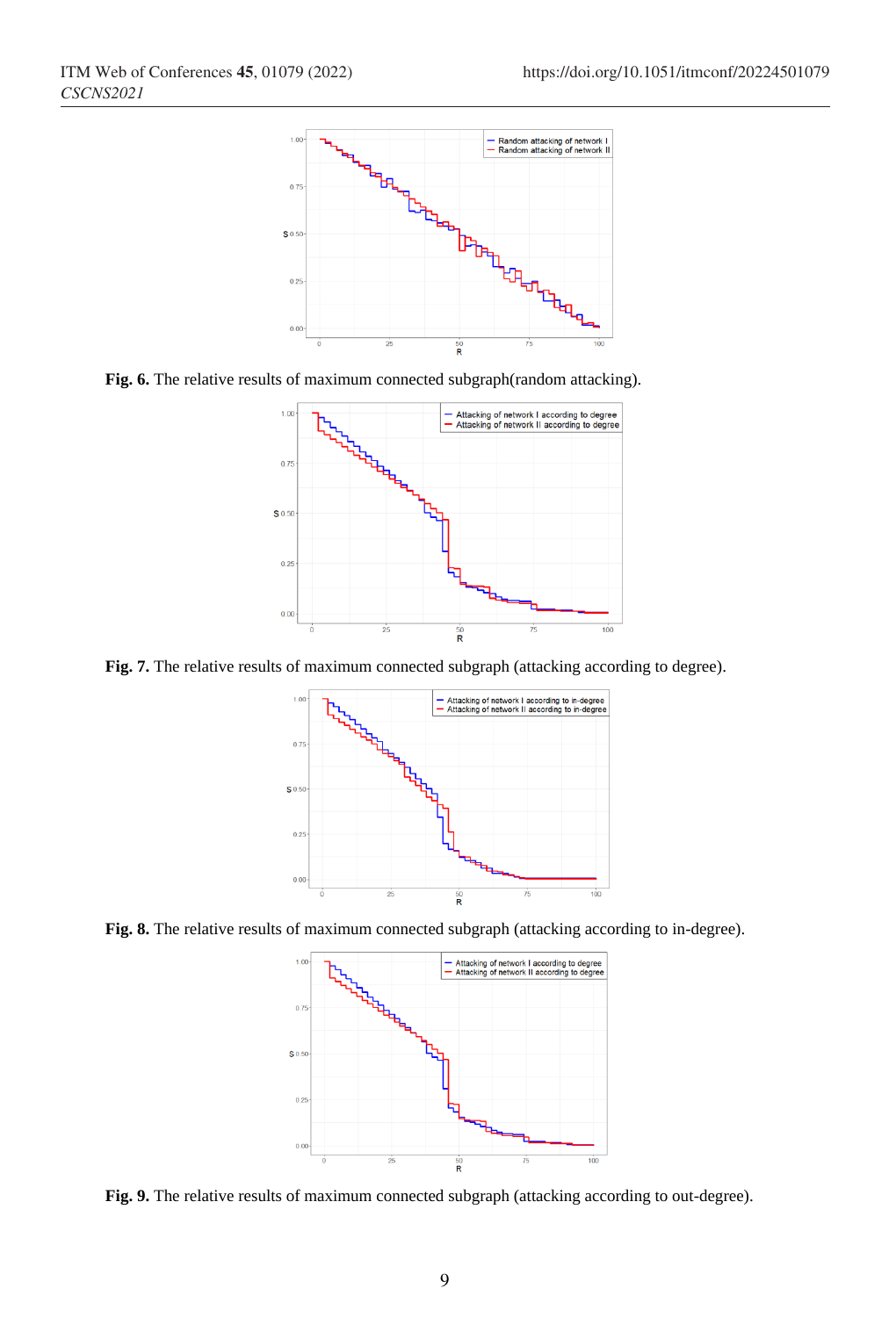1.00
0.75
S 0.50
0.25
0.00
0
25
50
75
100
R

Random attacking of network I
Random attacking of network II

**Fig. 6.** The relative results of maximum connected subgraph(random attacking).

1.00
0.75
S 0.50
0.25
0.00
0
25
50
75
100
R

Attacking of network I according to degree
Attacking of network II according to degree

**Fig. 7.** The relative results of maximum connected subgraph (attacking according to degree).

1.00
0.75
S 0.50
0.25
0.00
0
25
50
75
100
R

Attacking of network I according to in-degree
Attacking of network II according to in-degree

**Fig. 8.** The relative results of maximum connected subgraph (attacking according to in-degree).

1.00
0.75
S 0.50
0.25
0.00
0
25
50
75
100
R

Attacking of network I according to degree
Attacking of network II according to degree

**Fig. 9.** The relative results of maximum connected subgraph (attacking according to out-degree).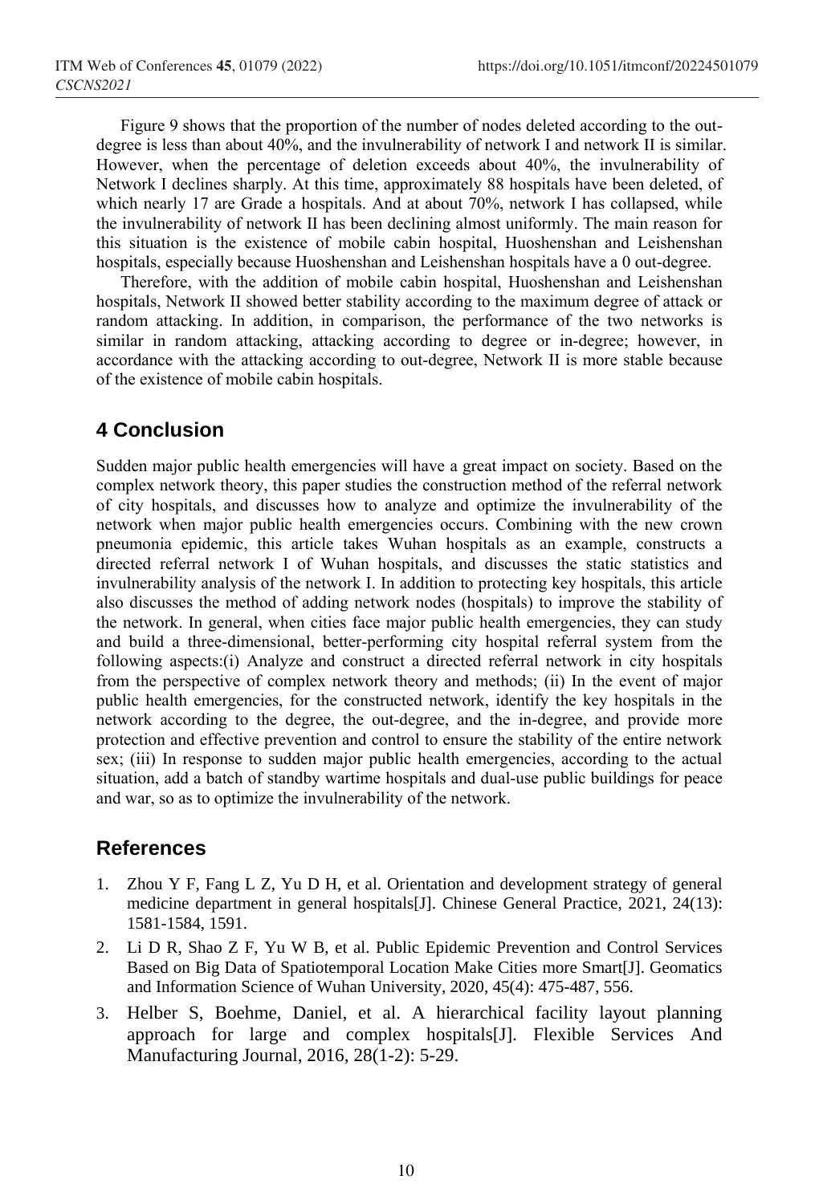Figure 9 shows that the proportion of the number of nodes deleted according to the out-degree is less than about 40%, and the invulnerability of network I and network II is similar. However, when the percentage of deletion exceeds about 40%, the invulnerability of Network I declines sharply. At this time, approximately 88 hospitals have been deleted, of which nearly 17 are Grade a hospitals. And at about 70%, network I has collapsed, while the invulnerability of network II has been declining almost uniformly. The main reason for this situation is the existence of mobile cabin hospital, Huoshenshan and Leishenshan hospitals, especially because Huoshenshan and Leishenshan hospitals have a 0 out-degree.

Therefore, with the addition of mobile cabin hospital, Huoshenshan and Leishenshan hospitals, Network II showed better stability according to the maximum degree of attack or random attacking. In addition, in comparison, the performance of the two networks is similar in random attacking, attacking according to degree or in-degree; however, in accordance with the attacking according to out-degree, Network II is more stable because of the existence of mobile cabin hospitals.

## 4 Conclusion

Sudden major public health emergencies will have a great impact on society. Based on the complex network theory, this paper studies the construction method of the referral network of city hospitals, and discusses how to analyze and optimize the invulnerability of the network when major public health emergencies occurs. Combining with the new crown pneumonia epidemic, this article takes Wuhan hospitals as an example, constructs a directed referral network I of Wuhan hospitals, and discusses the static statistics and invulnerability analysis of the network I. In addition to protecting key hospitals, this article also discusses the method of adding network nodes (hospitals) to improve the stability of the network. In general, when cities face major public health emergencies, they can study and build a three-dimensional, better-performing city hospital referral system from the following aspects:(i) Analyze and construct a directed referral network in city hospitals from the perspective of complex network theory and methods; (ii) In the event of major public health emergencies, for the constructed network, identify the key hospitals in the network according to the degree, the out-degree, and the in-degree, and provide more protection and effective prevention and control to ensure the stability of the entire network sex; (iii) In response to sudden major public health emergencies, according to the actual situation, add a batch of standby wartime hospitals and dual-use public buildings for peace and war, so as to optimize the invulnerability of the network.

## References

1. Zhou Y F, Fang L Z, Yu D H, et al. Orientation and development strategy of general medicine department in general hospitals[J]. Chinese General Practice, 2021, 24(13): 1581-1584, 1591.
2. Li D R, Shao Z F, Yu W B, et al. Public Epidemic Prevention and Control Services Based on Big Data of Spatiotemporal Location Make Cities more Smart[J]. Geomatics and Information Science of Wuhan University, 2020, 45(4): 475-487, 556.
3. Helber S, Boehme, Daniel, et al. A hierarchical facility layout planning approach for large and complex hospitals[J]. Flexible Services And Manufacturing Journal, 2016, 28(1-2): 5-29.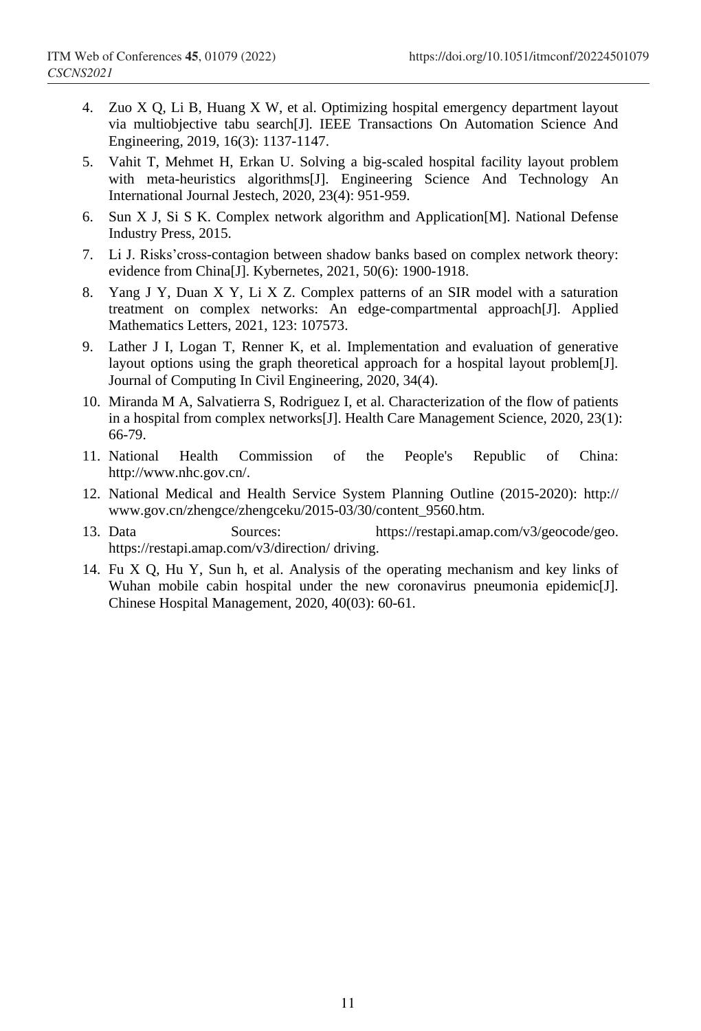4. Zuo X Q, Li B, Huang X W, et al. Optimizing hospital emergency department layout via multiobjective tabu search[J]. IEEE Transactions On Automation Science And Engineering, 2019, 16(3): 1137-1147.
5. Vahit T, Mehmet H, Erkan U. Solving a big-scaled hospital facility layout problem with meta-heuristics algorithms[J]. Engineering Science And Technology An International Journal Jestech, 2020, 23(4): 951-959.
6. Sun X J, Si S K. Complex network algorithm and Application[M]. National Defense Industry Press, 2015.
7. Li J. Risks'cross-contagion between shadow banks based on complex network theory: evidence from China[J]. Kybernetes, 2021, 50(6): 1900-1918.
8. Yang J Y, Duan X Y, Li X Z. Complex patterns of an SIR model with a saturation treatment on complex networks: An edge-compartmental approach[J]. Applied Mathematics Letters, 2021, 123: 107573.
9. Lather J I, Logan T, Renner K, et al. Implementation and evaluation of generative layout options using the graph theoretical approach for a hospital layout problem[J]. Journal of Computing In Civil Engineering, 2020, 34(4).
10. Miranda M A, Salvatierra S, Rodriguez I, et al. Characterization of the flow of patients in a hospital from complex networks[J]. Health Care Management Science, 2020, 23(1): 66-79.
11. National Health Commission of the People's Republic of China: http://www.nhc.gov.cn/.
12. National Medical and Health Service System Planning Outline (2015-2020): http:// www.gov.cn/zhengce/zhengceku/2015-03/30/content_9560.htm.
13. Data Sources: https://restapi.amap.com/v3/geocode/geo. https://restapi.amap.com/v3/direction/ driving.
14. Fu X Q, Hu Y, Sun h, et al. Analysis of the operating mechanism and key links of Wuhan mobile cabin hospital under the new coronavirus pneumonia epidemic[J]. Chinese Hospital Management, 2020, 40(03): 60-61.